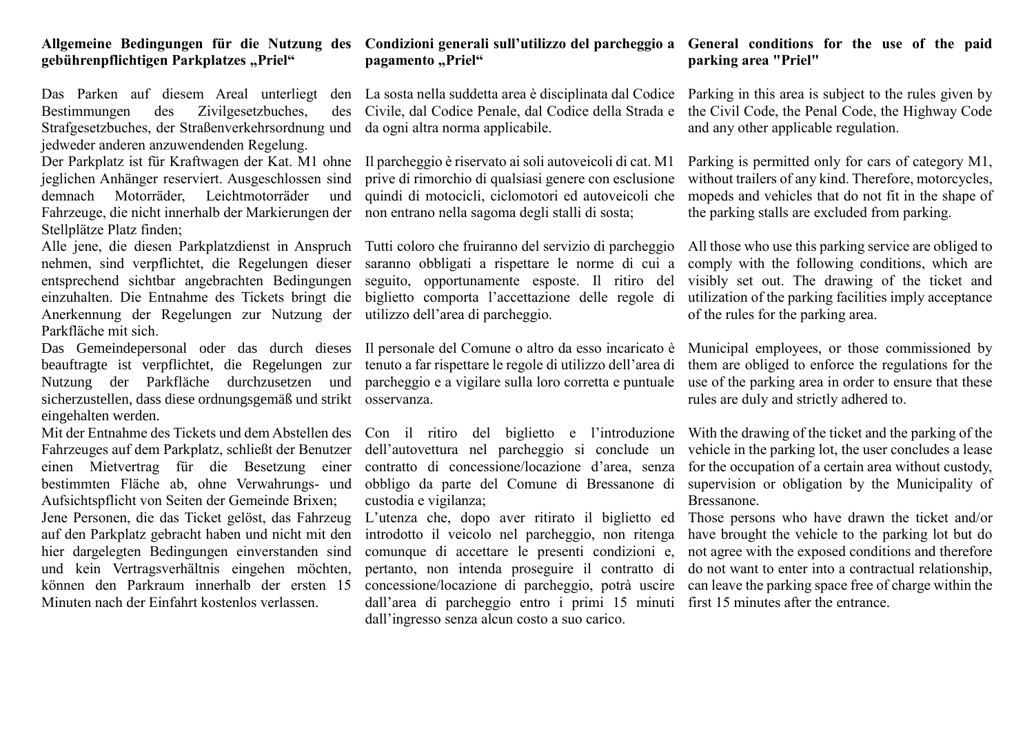**Allgemeine Bedingungen für die Nutzung des gebührenpflichtigen Parkplatzes „Priel“**

Das Parken auf diesem Areal unterliegt den Bestimmungen des Zivilgesetzbuches, des Strafgesetzbuches, der Straßenverkehrsordnung und jedweder anderen anzuwendenden Regelung.

Der Parkplatz ist für Kraftwagen der Kat. M1 ohne jeglichen Anhänger reserviert. Ausgeschlossen sind demnach Motorräder, Leichtmotorräder und Fahrzeuge, die nicht innerhalb der Markierungen der Stellplätze Platz finden;

Alle jene, die diesen Parkplatzdienst in Anspruch nehmen, sind verpflichtet, die Regelungen dieser entsprechend sichtbar angebrachten Bedingungen einzuhalten. Die Entnahme des Tickets bringt die Anerkennung der Regelungen zur Nutzung der Parkfläche mit sich.

Das Gemeindepersonal oder das durch dieses beauftragte ist verpflichtet, die Regelungen zur Nutzung der Parkfläche durchzusetzen und sicherzustellen, dass diese ordnungsgemäß und strikt eingehalten werden.

Mit der Entnahme des Tickets und dem Abstellen des Fahrzeuges auf dem Parkplatz, schließt der Benutzer einen Mietvertrag für die Besetzung einer bestimmten Fläche ab, ohne Verwahrungs- und Aufsichtspflicht von Seiten der Gemeinde Brixen;

Jene Personen, die das Ticket gelöst, das Fahrzeug auf den Parkplatz gebracht haben und nicht mit den hier dargelegten Bedingungen einverstanden sind und kein Vertragsverhältnis eingehen möchten, können den Parkraum innerhalb der ersten 15 Minuten nach der Einfahrt kostenlos verlassen.

**Condizioni generali sull’utilizzo del parcheggio a pagamento „Priel“**

La sosta nella suddetta area è disciplinata dal Codice Civile, dal Codice Penale, dal Codice della Strada e da ogni altra norma applicabile.

Il parcheggio è riservato ai soli autoveicoli di cat. M1 prive di rimorchio di qualsiasi genere con esclusione quindi di motocicli, ciclomotori ed autoveicoli che non entrano nella sagoma degli stalli di sosta;

Tutti coloro che fruiranno del servizio di parcheggio saranno obbligati a rispettare le norme di cui a seguito, opportunamente esposte. Il ritiro del biglietto comporta l’accettazione delle regole di utilizzo dell’area di parcheggio.

Il personale del Comune o altro da esso incaricato è tenuto a far rispettare le regole di utilizzo dell’area di parcheggio e a vigilare sulla loro corretta e puntuale osservanza.

Con il ritiro del biglietto e l’introduzione dell’autovettura nel parcheggio si conclude un contratto di concessione/locazione d’area, senza obbligo da parte del Comune di Bressanone di custodia e vigilanza;

L’utenza che, dopo aver ritirato il biglietto ed introdotto il veicolo nel parcheggio, non ritenga comunque di accettare le presenti condizioni e, pertanto, non intenda proseguire il contratto di concessione/locazione di parcheggio, potrà uscire dall’area di parcheggio entro i primi 15 minuti dall’ingresso senza alcun costo a suo carico.

**General conditions for the use of the paid parking area "Priel"**

Parking in this area is subject to the rules given by the Civil Code, the Penal Code, the Highway Code and any other applicable regulation.

Parking is permitted only for cars of category M1, without trailers of any kind. Therefore, motorcycles, mopeds and vehicles that do not fit in the shape of the parking stalls are excluded from parking.

All those who use this parking service are obliged to comply with the following conditions, which are visibly set out. The drawing of the ticket and utilization of the parking facilities imply acceptance of the rules for the parking area.

Municipal employees, or those commissioned by them are obliged to enforce the regulations for the use of the parking area in order to ensure that these rules are duly and strictly adhered to.

With the drawing of the ticket and the parking of the vehicle in the parking lot, the user concludes a lease for the occupation of a certain area without custody, supervision or obligation by the Municipality of Bressanone.

Those persons who have drawn the ticket and/or have brought the vehicle to the parking lot but do not agree with the exposed conditions and therefore do not want to enter into a contractual relationship, can leave the parking space free of charge within the first 15 minutes after the entrance.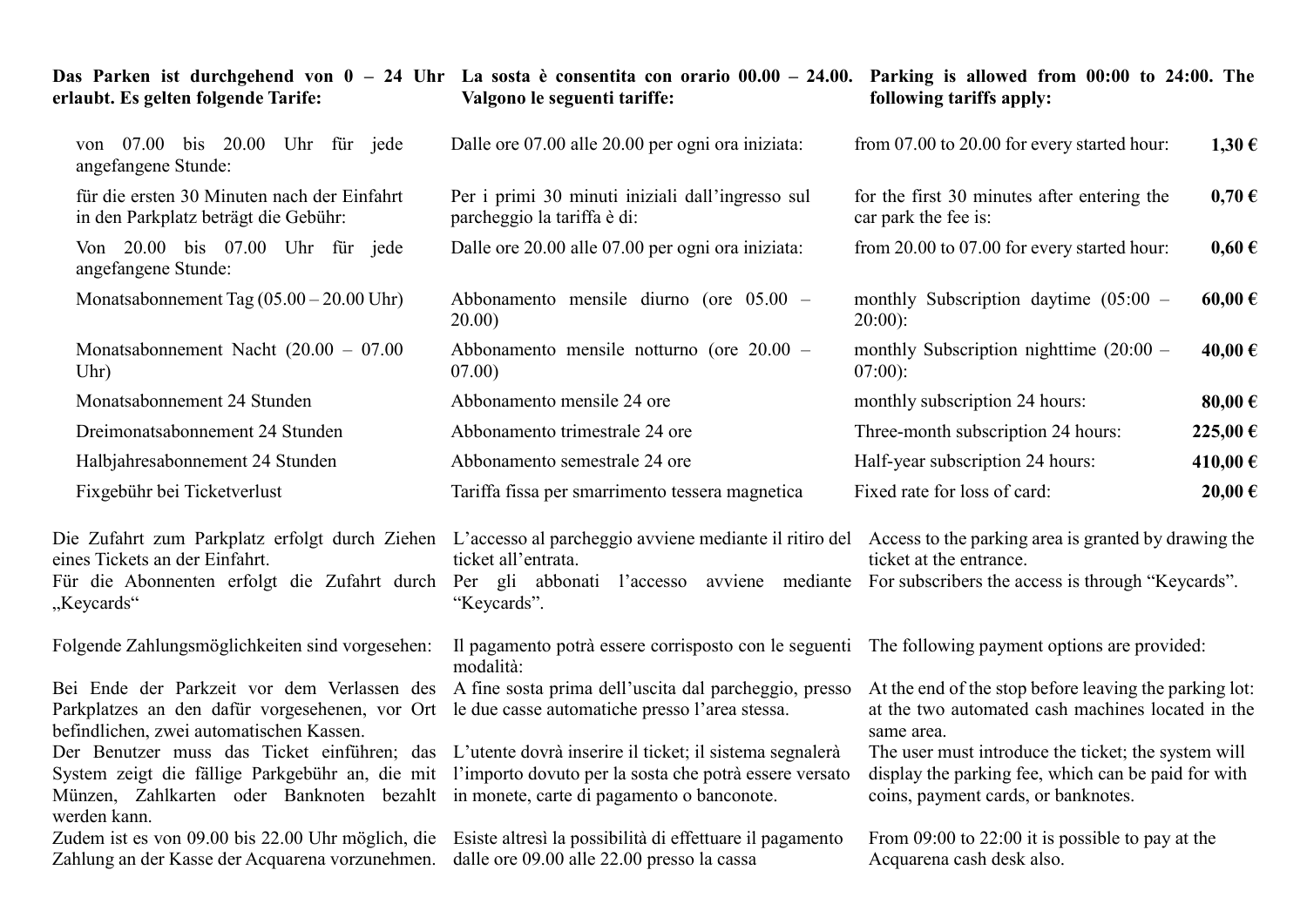**Das Parken ist durchgehend von 0 – 24 Uhr erlaubt. Es gelten folgende Tarife:**

**La sosta è consentita con orario 00.00 – 24.00. Valgono le seguenti tariffe:**

**Parking is allowed from 00:00 to 24:00. The following tariffs apply:**

| Deutsch | Italiano | English | |
|---|---|---|---|
| von 07.00 bis 20.00 Uhr für jede angefangene Stunde: | Dalle ore 07.00 alle 20.00 per ogni ora iniziata: | from 07.00 to 20.00 for every started hour: | **1,30 €** |
| für die ersten 30 Minuten nach der Einfahrt in den Parkplatz beträgt die Gebühr: | Per i primi 30 minuti iniziali dall'ingresso sul parcheggio la tariffa è di: | for the first 30 minutes after entering the car park the fee is: | **0,70 €** |
| Von 20.00 bis 07.00 Uhr für jede angefangene Stunde: | Dalle ore 20.00 alle 07.00 per ogni ora iniziata: | from 20.00 to 07.00 for every started hour: | **0,60 €** |
| Monatsabonnement Tag (05.00 – 20.00 Uhr) | Abbonamento mensile diurno (ore 05.00 – 20.00) | monthly Subscription daytime (05:00 – 20:00): | **60,00 €** |
| Monatsabonnement Nacht (20.00 – 07.00 Uhr) | Abbonamento mensile notturno (ore 20.00 – 07.00) | monthly Subscription nighttime (20:00 – 07:00): | **40,00 €** |
| Monatsabonnement 24 Stunden | Abbonamento mensile 24 ore | monthly subscription 24 hours: | **80,00 €** |
| Dreimonatsabonnement 24 Stunden | Abbonamento trimestrale 24 ore | Three-month subscription 24 hours: | **225,00 €** |
| Halbjahresabonnement 24 Stunden | Abbonamento semestrale 24 ore | Half-year subscription 24 hours: | **410,00 €** |
| Fixgebühr bei Ticketverlust | Tariffa fissa per smarrimento tessera magnetica | Fixed rate for loss of card: | **20,00 €** |

Die Zufahrt zum Parkplatz erfolgt durch Ziehen eines Tickets an der Einfahrt.
Für die Abonnenten erfolgt die Zufahrt durch „Keycards"

Folgende Zahlungsmöglichkeiten sind vorgesehen:

Bei Ende der Parkzeit vor dem Verlassen des Parkplatzes an den dafür vorgesehenen, vor Ort befindlichen, zwei automatischen Kassen.
Der Benutzer muss das Ticket einführen; das System zeigt die fällige Parkgebühr an, die mit Münzen, Zahlkarten oder Banknoten bezahlt werden kann.
Zudem ist es von 09.00 bis 22.00 Uhr möglich, die Zahlung an der Kasse der Acquarena vorzunehmen.

L'accesso al parcheggio avviene mediante il ritiro del ticket all'entrata.
Per gli abbonati l'accesso avviene mediante "Keycards".

Il pagamento potrà essere corrisposto con le seguenti modalità:

A fine sosta prima dell'uscita dal parcheggio, presso le due casse automatiche presso l'area stessa.

L'utente dovrà inserire il ticket; il sistema segnalerà l'importo dovuto per la sosta che potrà essere versato in monete, carte di pagamento o banconote.

Esiste altresì la possibilità di effettuare il pagamento dalle ore 09.00 alle 22.00 presso la cassa

Access to the parking area is granted by drawing the ticket at the entrance.
For subscribers the access is through "Keycards".

The following payment options are provided:

At the end of the stop before leaving the parking lot: at the two automated cash machines located in the same area.
The user must introduce the ticket; the system will display the parking fee, which can be paid for with coins, payment cards, or banknotes.

From 09:00 to 22:00 it is possible to pay at the Acquarena cash desk also.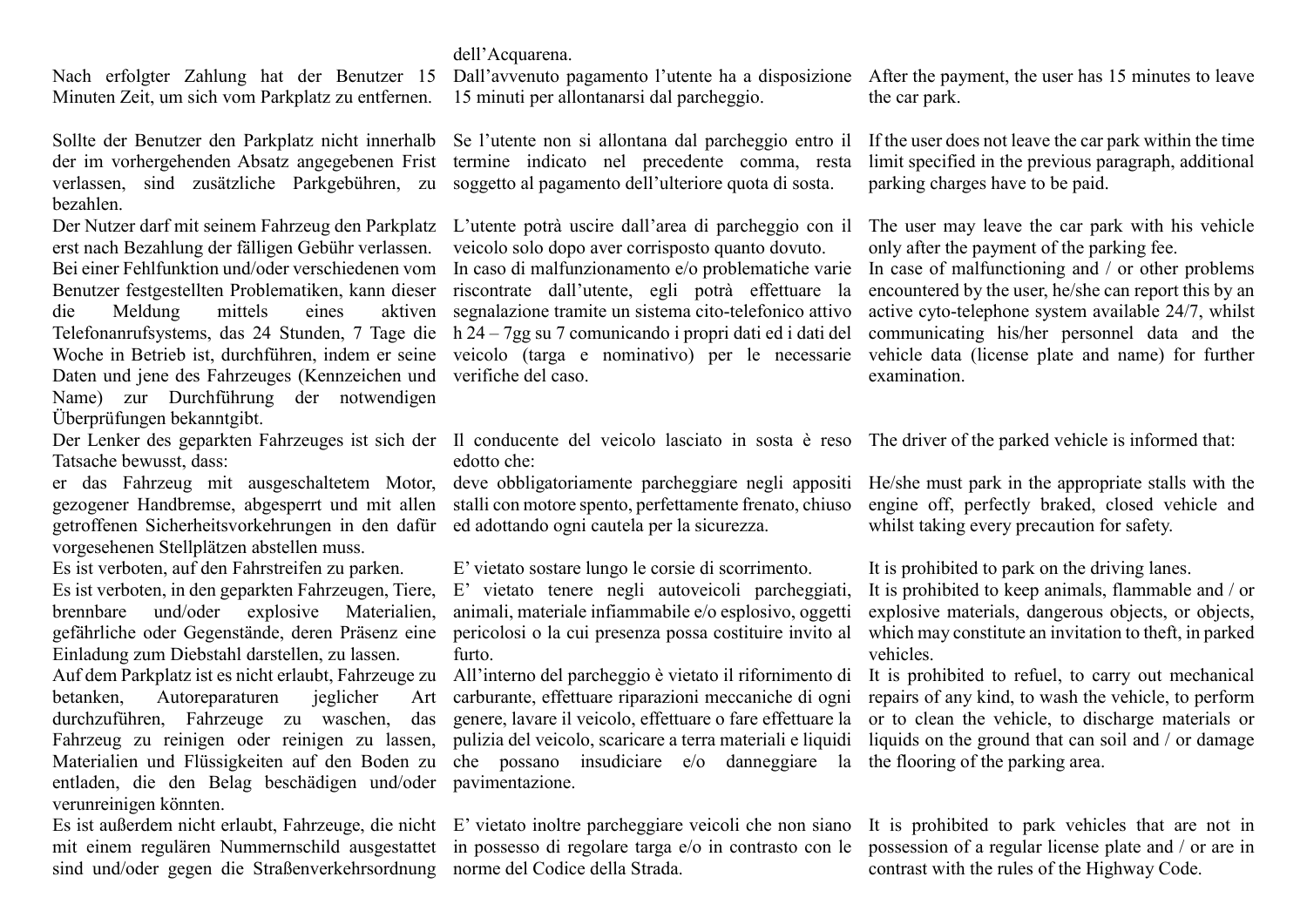| Deutsch | Italiano | English |
|---|---|---|
| | dell'Acquarena. | |
| Nach erfolgter Zahlung hat der Benutzer 15 Minuten Zeit, um sich vom Parkplatz zu entfernen. | Dall'avvenuto pagamento l'utente ha a disposizione 15 minuti per allontanarsi dal parcheggio. | After the payment, the user has 15 minutes to leave the car park. |
| Sollte der Benutzer den Parkplatz nicht innerhalb der im vorhergehenden Absatz angegebenen Frist verlassen, sind zusätzliche Parkgebühren, zu bezahlen. | Se l'utente non si allontana dal parcheggio entro il termine indicato nel precedente comma, resta soggetto al pagamento dell'ulteriore quota di sosta. | If the user does not leave the car park within the time limit specified in the previous paragraph, additional parking charges have to be paid. |
| Der Nutzer darf mit seinem Fahrzeug den Parkplatz erst nach Bezahlung der fälligen Gebühr verlassen. | L'utente potrà uscire dall'area di parcheggio con il veicolo solo dopo aver corrisposto quanto dovuto. | The user may leave the car park with his vehicle only after the payment of the parking fee. |
| Bei einer Fehlfunktion und/oder verschiedenen vom Benutzer festgestellten Problematiken, kann dieser die Meldung mittels eines aktiven Telefonanrufsystems, das 24 Stunden, 7 Tage die Woche in Betrieb ist, durchführen, indem er seine Daten und jene des Fahrzeuges (Kennzeichen und Name) zur Durchführung der notwendigen Überprüfungen bekanntgibt. | In caso di malfunzionamento e/o problematiche varie riscontrate dall'utente, egli potrà effettuare la segnalazione tramite un sistema cito-telefonico attivo h 24 – 7gg su 7 comunicando i propri dati ed i dati del veicolo (targa e nominativo) per le necessarie verifiche del caso. | In case of malfunctioning and / or other problems encountered by the user, he/she can report this by an active cyto-telephone system available 24/7, whilst communicating his/her personnel data and the vehicle data (license plate and name) for further examination. |
| Der Lenker des geparkten Fahrzeuges ist sich der Tatsache bewusst, dass: | Il conducente del veicolo lasciato in sosta è reso edotto che: | The driver of the parked vehicle is informed that: |
| er das Fahrzeug mit ausgeschaltetem Motor, gezogener Handbremse, abgesperrt und mit allen getroffenen Sicherheitsvorkehrungen in den dafür vorgesehenen Stellplätzen abstellen muss. | deve obbligatoriamente parcheggiare negli appositi stalli con motore spento, perfettamente frenato, chiuso ed adottando ogni cautela per la sicurezza. | He/she must park in the appropriate stalls with the engine off, perfectly braked, closed vehicle and whilst taking every precaution for safety. |
| Es ist verboten, auf den Fahrstreifen zu parken. | E' vietato sostare lungo le corsie di scorrimento. | It is prohibited to park on the driving lanes. |
| Es ist verboten, in den geparkten Fahrzeugen, Tiere, brennbare und/oder explosive Materialien, gefährliche oder Gegenstände, deren Präsenz eine Einladung zum Diebstahl darstellen, zu lassen. | E' vietato tenere negli autoveicoli parcheggiati, animali, materiale infiammabile e/o esplosivo, oggetti pericolosi o la cui presenza possa costituire invito al furto. | It is prohibited to keep animals, flammable and / or explosive materials, dangerous objects, or objects, which may constitute an invitation to theft, in parked vehicles. |
| Auf dem Parkplatz ist es nicht erlaubt, Fahrzeuge zu betanken, Autoreparaturen jeglicher Art durchzuführen, Fahrzeuge zu waschen, das Fahrzeug zu reinigen oder reinigen zu lassen, Materialien und Flüssigkeiten auf den Boden zu entladen, die den Belag beschädigen und/oder verunreinigen könnten. | All'interno del parcheggio è vietato il rifornimento di carburante, effettuare riparazioni meccaniche di ogni genere, lavare il veicolo, effettuare o fare effettuare la pulizia del veicolo, scaricare a terra materiali e liquidi che possano insudiciare e/o danneggiare la pavimentazione. | It is prohibited to refuel, to carry out mechanical repairs of any kind, to wash the vehicle, to perform or to clean the vehicle, to discharge materials or liquids on the ground that can soil and / or damage the flooring of the parking area. |
| Es ist außerdem nicht erlaubt, Fahrzeuge, die nicht mit einem regulären Nummernschild ausgestattet sind und/oder gegen die Straßenverkehrsordnung | E' vietato inoltre parcheggiare veicoli che non siano in possesso di regolare targa e/o in contrasto con le norme del Codice della Strada. | It is prohibited to park vehicles that are not in possession of a regular license plate and / or are in contrast with the rules of the Highway Code. |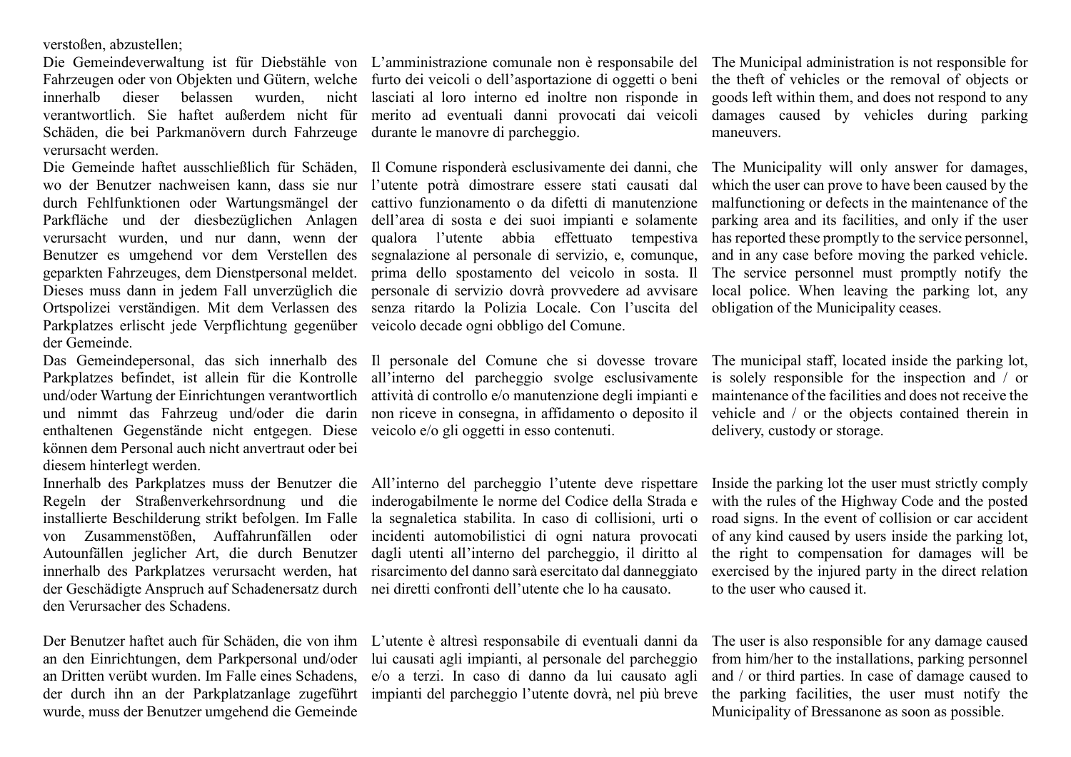verstoßen, abzustellen;

| | | |
|---|---|---|
| Die Gemeindeverwaltung ist für Diebstähle von Fahrzeugen oder von Objekten und Gütern, welche innerhalb dieser belassen wurden, nicht verantwortlich. Sie haftet außerdem nicht für Schäden, die bei Parkmanövern durch Fahrzeuge verursacht werden. | L'amministrazione comunale non è responsabile del furto dei veicoli o dell'asportazione di oggetti o beni lasciati al loro interno ed inoltre non risponde in merito ad eventuali danni provocati dai veicoli durante le manovre di parcheggio. | The Municipal administration is not responsible for the theft of vehicles or the removal of objects or goods left within them, and does not respond to any damages caused by vehicles during parking maneuvers. |
| Die Gemeinde haftet ausschließlich für Schäden, wo der Benutzer nachweisen kann, dass sie nur durch Fehlfunktionen oder Wartungsmängel der Parkfläche und der diesbezüglichen Anlagen verursacht wurden, und nur dann, wenn der Benutzer es umgehend vor dem Verstellen des geparkten Fahrzeuges, dem Dienstpersonal meldet. Dieses muss dann in jedem Fall unverzüglich die Ortspolizei verständigen. Mit dem Verlassen des Parkplatzes erlischt jede Verpflichtung gegenüber der Gemeinde. | Il Comune risponderà esclusivamente dei danni, che l'utente potrà dimostrare essere stati causati dal cattivo funzionamento o da difetti di manutenzione dell'area di sosta e dei suoi impianti e solamente qualora l'utente abbia effettuato tempestiva segnalazione al personale di servizio, e, comunque, prima dello spostamento del veicolo in sosta. Il personale di servizio dovrà provvedere ad avvisare senza ritardo la Polizia Locale. Con l'uscita del veicolo decade ogni obbligo del Comune. | The Municipality will only answer for damages, which the user can prove to have been caused by the malfunctioning or defects in the maintenance of the parking area and its facilities, and only if the user has reported these promptly to the service personnel, and in any case before moving the parked vehicle. The service personnel must promptly notify the local police. When leaving the parking lot, any obligation of the Municipality ceases. |
| Das Gemeindepersonal, das sich innerhalb des Parkplatzes befindet, ist allein für die Kontrolle und/oder Wartung der Einrichtungen verantwortlich und nimmt das Fahrzeug und/oder die darin enthaltenen Gegenstände nicht entgegen. Diese können dem Personal auch nicht anvertraut oder bei diesem hinterlegt werden. | Il personale del Comune che si dovesse trovare all'interno del parcheggio svolge esclusivamente attività di controllo e/o manutenzione degli impianti e non riceve in consegna, in affidamento o deposito il veicolo e/o gli oggetti in esso contenuti. | The municipal staff, located inside the parking lot, is solely responsible for the inspection and / or maintenance of the facilities and does not receive the vehicle and / or the objects contained therein in delivery, custody or storage. |
| Innerhalb des Parkplatzes muss der Benutzer die Regeln der Straßenverkehrsordnung und die installierte Beschilderung strikt befolgen. Im Falle von Zusammenstößen, Auffahrunfällen oder Autounfällen jeglicher Art, die durch Benutzer innerhalb des Parkplatzes verursacht werden, hat der Geschädigte Anspruch auf Schadenersatz durch den Verursacher des Schadens. | All'interno del parcheggio l'utente deve rispettare inderogabilmente le norme del Codice della Strada e la segnaletica stabilita. In caso di collisioni, urti o incidenti automobilistici di ogni natura provocati dagli utenti all'interno del parcheggio, il diritto al risarcimento del danno sarà esercitato dal danneggiato nei diretti confronti dell'utente che lo ha causato. | Inside the parking lot the user must strictly comply with the rules of the Highway Code and the posted road signs. In the event of collision or car accident of any kind caused by users inside the parking lot, the right to compensation for damages will be exercised by the injured party in the direct relation to the user who caused it. |
| Der Benutzer haftet auch für Schäden, die von ihm an den Einrichtungen, dem Parkpersonal und/oder an Dritten verübt wurden. Im Falle eines Schadens, der durch ihn an der Parkplatzanlage zugeführt wurde, muss der Benutzer umgehend die Gemeinde | L'utente è altresì responsabile di eventuali danni da lui causati agli impianti, al personale del parcheggio e/o a terzi. In caso di danno da lui causato agli impianti del parcheggio l'utente dovrà, nel più breve | The user is also responsible for any damage caused from him/her to the installations, parking personnel and / or third parties. In case of damage caused to the parking facilities, the user must notify the Municipality of Bressanone as soon as possible. |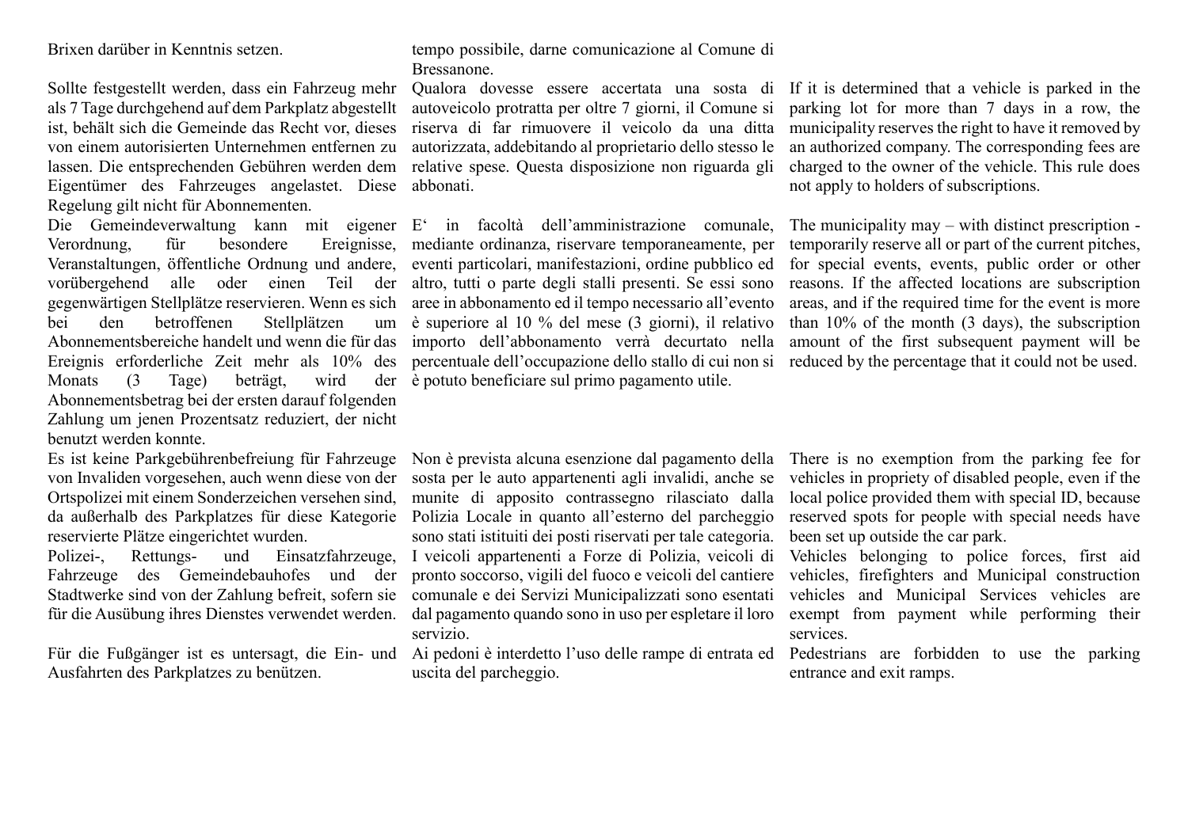Brixen darüber in Kenntnis setzen.

tempo possibile, darne comunicazione al Comune di Bressanone.

Sollte festgestellt werden, dass ein Fahrzeug mehr als 7 Tage durchgehend auf dem Parkplatz abgestellt ist, behält sich die Gemeinde das Recht vor, dieses von einem autorisierten Unternehmen entfernen zu lassen. Die entsprechenden Gebühren werden dem Eigentümer des Fahrzeuges angelastet. Diese Regelung gilt nicht für Abonnementen.

Qualora dovesse essere accertata una sosta di autoveicolo protratta per oltre 7 giorni, il Comune si riserva di far rimuovere il veicolo da una ditta autorizzata, addebitando al proprietario dello stesso le relative spese. Questa disposizione non riguarda gli abbonati.

If it is determined that a vehicle is parked in the parking lot for more than 7 days in a row, the municipality reserves the right to have it removed by an authorized company. The corresponding fees are charged to the owner of the vehicle. This rule does not apply to holders of subscriptions.

Die Gemeindeverwaltung kann mit eigener Verordnung, für besondere Ereignisse, Veranstaltungen, öffentliche Ordnung und andere, vorübergehend alle oder einen Teil der gegenwärtigen Stellplätze reservieren. Wenn es sich bei den betroffenen Stellplätzen um Abonnementsbereiche handelt und wenn die für das Ereignis erforderliche Zeit mehr als 10% des Monats (3 Tage) beträgt, wird der Abonnementsbetrag bei der ersten darauf folgenden Zahlung um jenen Prozentsatz reduziert, der nicht benutzt werden konnte.

E' in facoltà dell'amministrazione comunale, mediante ordinanza, riservare temporaneamente, per eventi particolari, manifestazioni, ordine pubblico ed altro, tutti o parte degli stalli presenti. Se essi sono aree in abbonamento ed il tempo necessario all'evento è superiore al 10 % del mese (3 giorni), il relativo importo dell'abbonamento verrà decurtato nella percentuale dell'occupazione dello stallo di cui non si è potuto beneficiare sul primo pagamento utile.

The municipality may – with distinct prescription - temporarily reserve all or part of the current pitches, for special events, events, public order or other reasons. If the affected locations are subscription areas, and if the required time for the event is more than 10% of the month (3 days), the subscription amount of the first subsequent payment will be reduced by the percentage that it could not be used.

Es ist keine Parkgebührenbefreiung für Fahrzeuge von Invaliden vorgesehen, auch wenn diese von der Ortspolizei mit einem Sonderzeichen versehen sind, da außerhalb des Parkplatzes für diese Kategorie reservierte Plätze eingerichtet wurden.

Non è prevista alcuna esenzione dal pagamento della sosta per le auto appartenenti agli invalidi, anche se munite di apposito contrassegno rilasciato dalla Polizia Locale in quanto all'esterno del parcheggio sono stati istituiti dei posti riservati per tale categoria.

There is no exemption from the parking fee for vehicles in propriety of disabled people, even if the local police provided them with special ID, because reserved spots for people with special needs have been set up outside the car park.

Polizei-, Rettungs- und Einsatzfahrzeuge, Fahrzeuge des Gemeindebauhofes und der Stadtwerke sind von der Zahlung befreit, sofern sie für die Ausübung ihres Dienstes verwendet werden.

I veicoli appartenenti a Forze di Polizia, veicoli di pronto soccorso, vigili del fuoco e veicoli del cantiere comunale e dei Servizi Municipalizzati sono esentati dal pagamento quando sono in uso per espletare il loro servizio.

Vehicles belonging to police forces, first aid vehicles, firefighters and Municipal construction vehicles and Municipal Services vehicles are exempt from payment while performing their services.

Für die Fußgänger ist es untersagt, die Ein- und Ausfahrten des Parkplatzes zu benützen.

Ai pedoni è interdetto l'uso delle rampe di entrata ed uscita del parcheggio.

Pedestrians are forbidden to use the parking entrance and exit ramps.